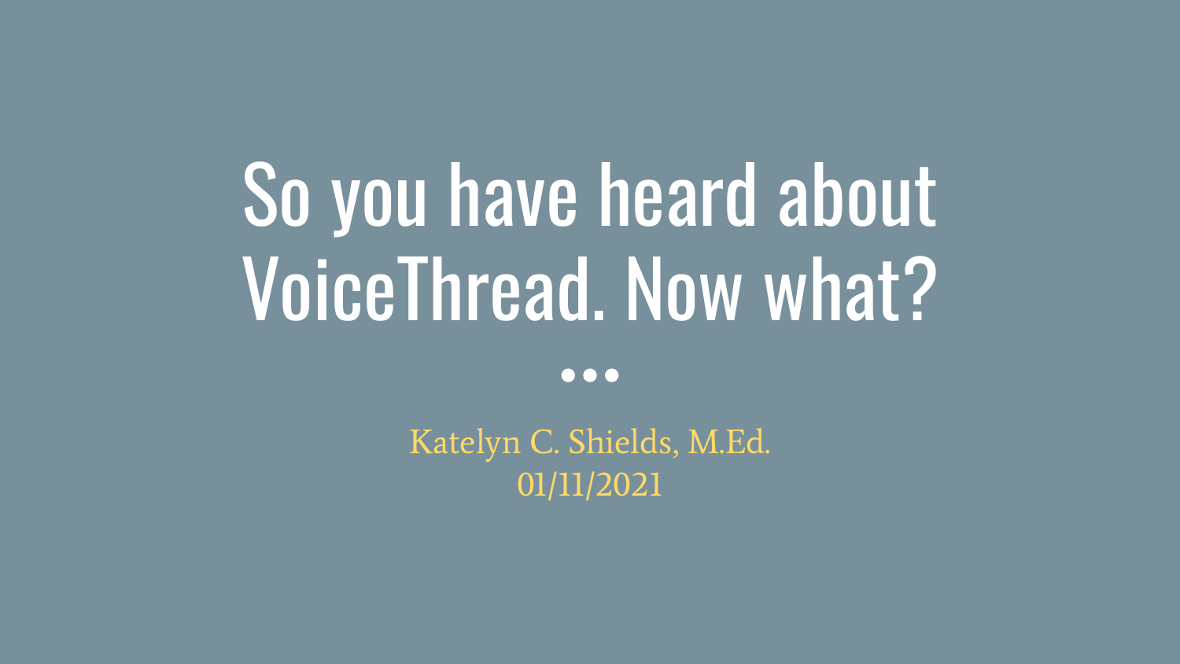# So you have heard about VoiceThread. Now what?

...

Katelyn C. Shields, M.Ed.
01/11/2021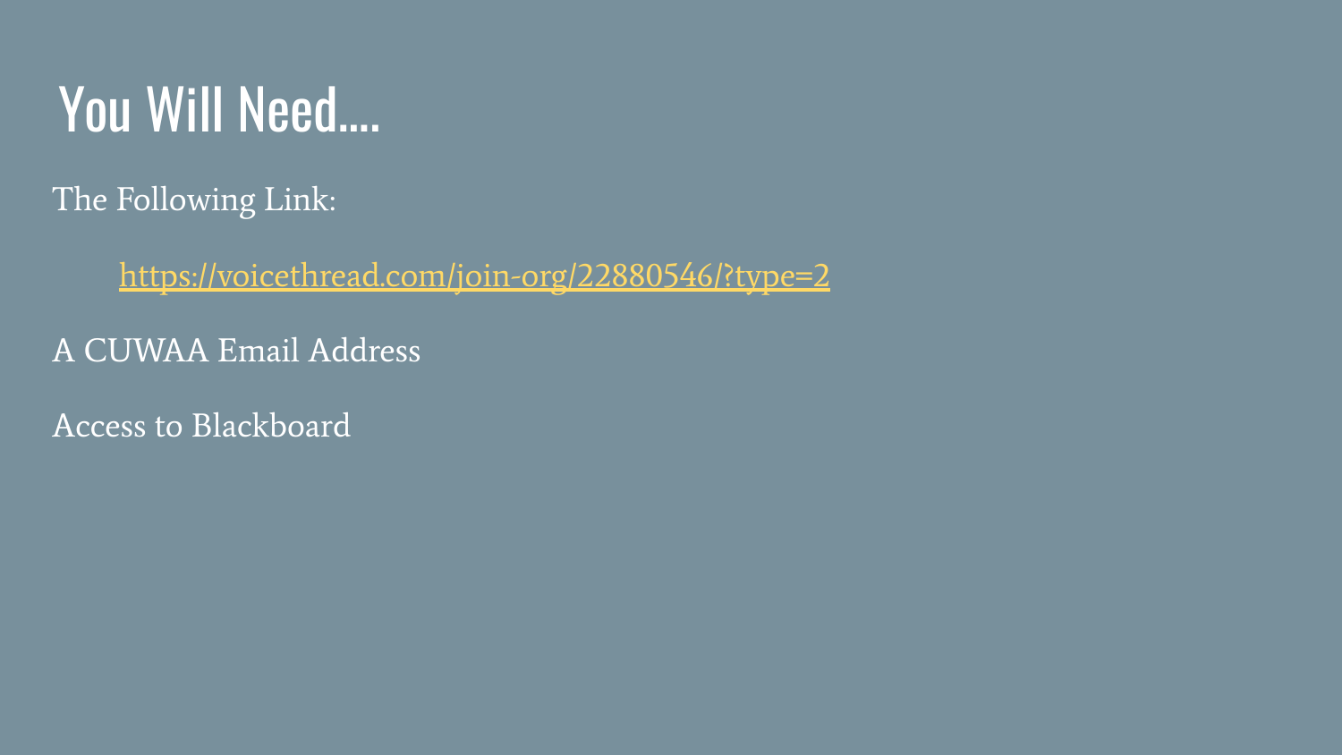# You Will Need....

The Following Link:

[https://voicethread.com/join-org/22880546/?type=2](https://voicethread.com/join-org/22880546/?type=2)

A CUWAA Email Address

Access to Blackboard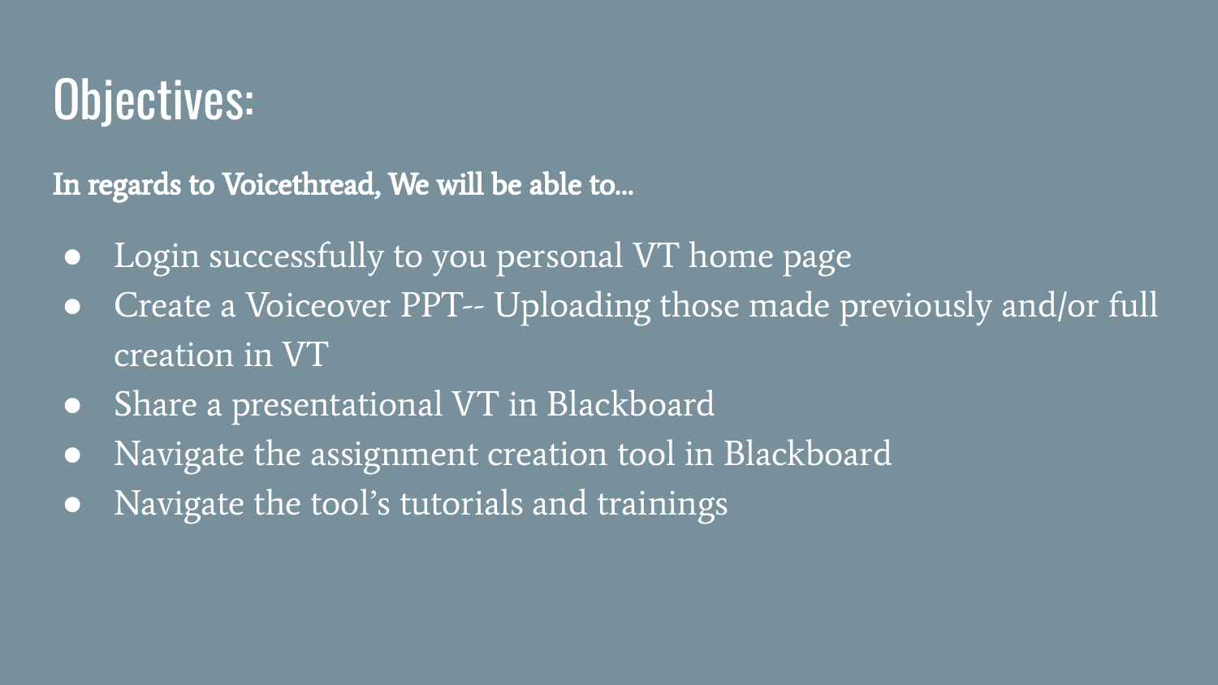# Objectives:

**In regards to Voicethread, We will be able to...**

- Login successfully to you personal VT home page
- Create a Voiceover PPT-- Uploading those made previously and/or full creation in VT
- Share a presentational VT in Blackboard
- Navigate the assignment creation tool in Blackboard
- Navigate the tool's tutorials and trainings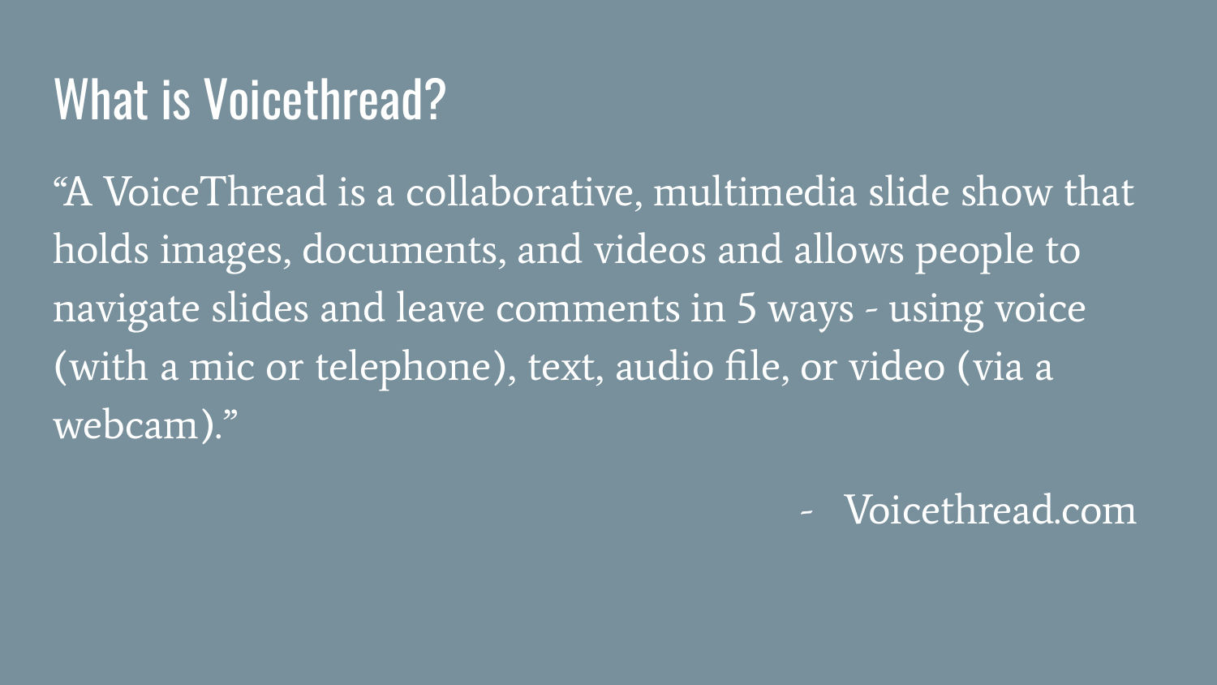# What is Voicethread?

“A VoiceThread is a collaborative, multimedia slide show that holds images, documents, and videos and allows people to navigate slides and leave comments in 5 ways - using voice (with a mic or telephone), text, audio file, or video (via a webcam).”

- Voicethread.com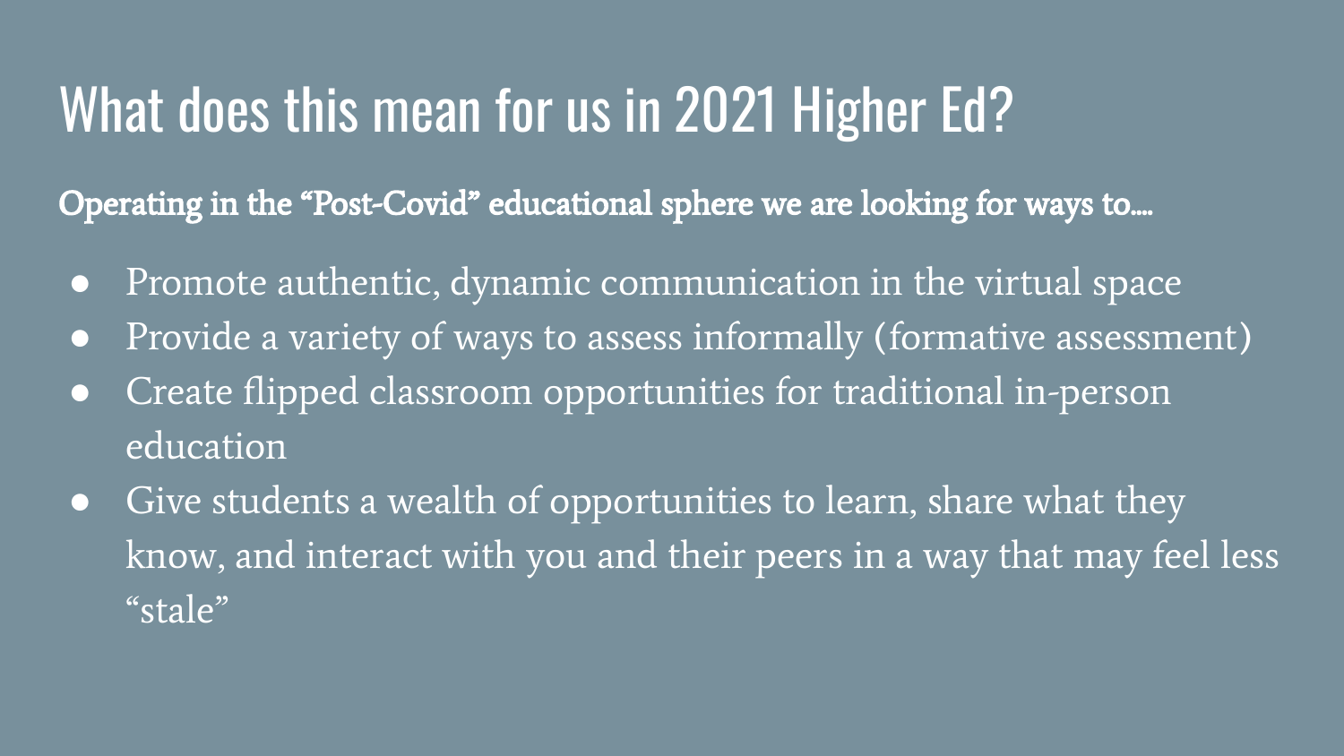# What does this mean for us in 2021 Higher Ed?

**Operating in the "Post-Covid" educational sphere we are looking for ways to….**

- Promote authentic, dynamic communication in the virtual space
- Provide a variety of ways to assess informally (formative assessment)
- Create flipped classroom opportunities for traditional in-person education
- Give students a wealth of opportunities to learn, share what they know, and interact with you and their peers in a way that may feel less "stale"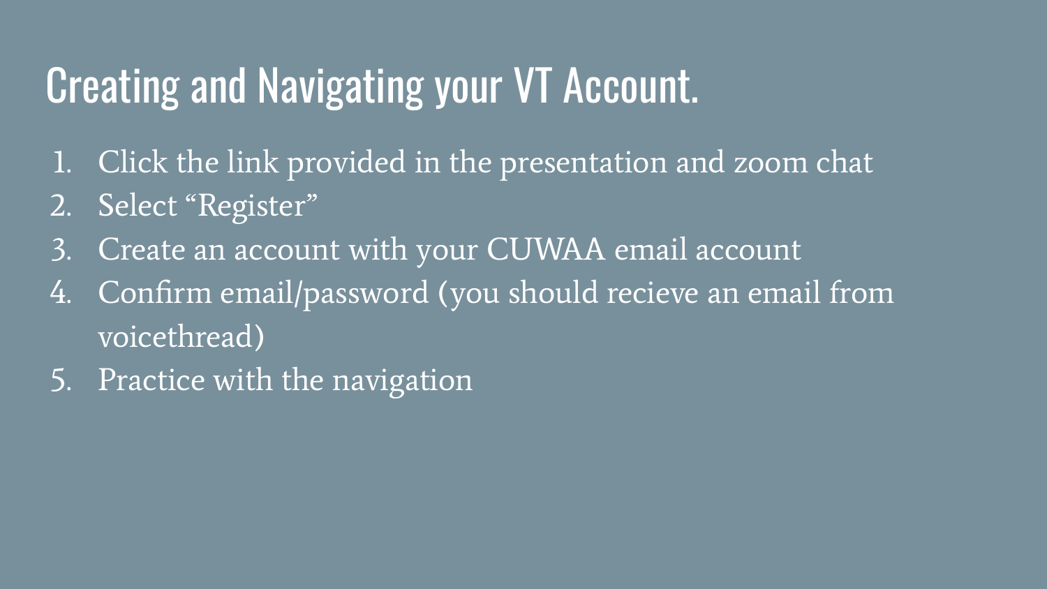# Creating and Navigating your VT Account.

1. Click the link provided in the presentation and zoom chat
2. Select “Register”
3. Create an account with your CUWAA email account
4. Confirm email/password (you should recieve an email from voicethread)
5. Practice with the navigation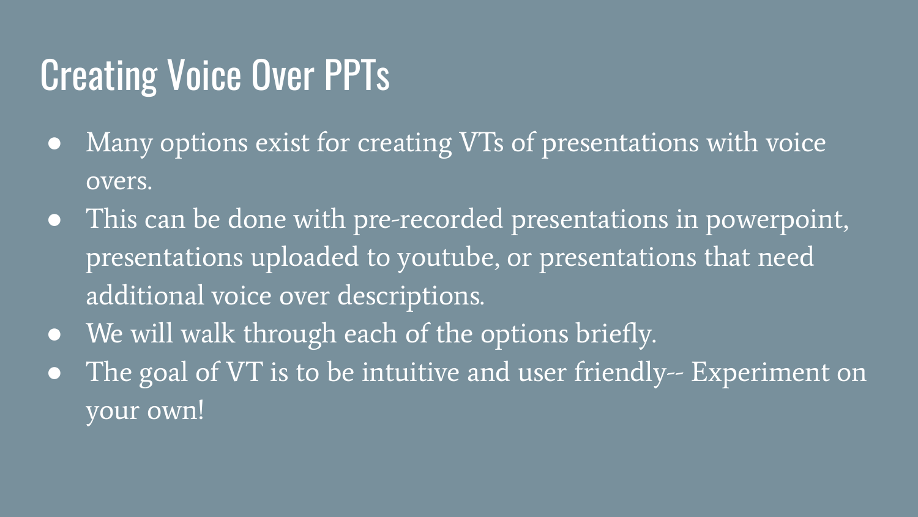# Creating Voice Over PPTs

- Many options exist for creating VTs of presentations with voice overs.
- This can be done with pre-recorded presentations in powerpoint, presentations uploaded to youtube, or presentations that need additional voice over descriptions.
- We will walk through each of the options briefly.
- The goal of VT is to be intuitive and user friendly-- Experiment on your own!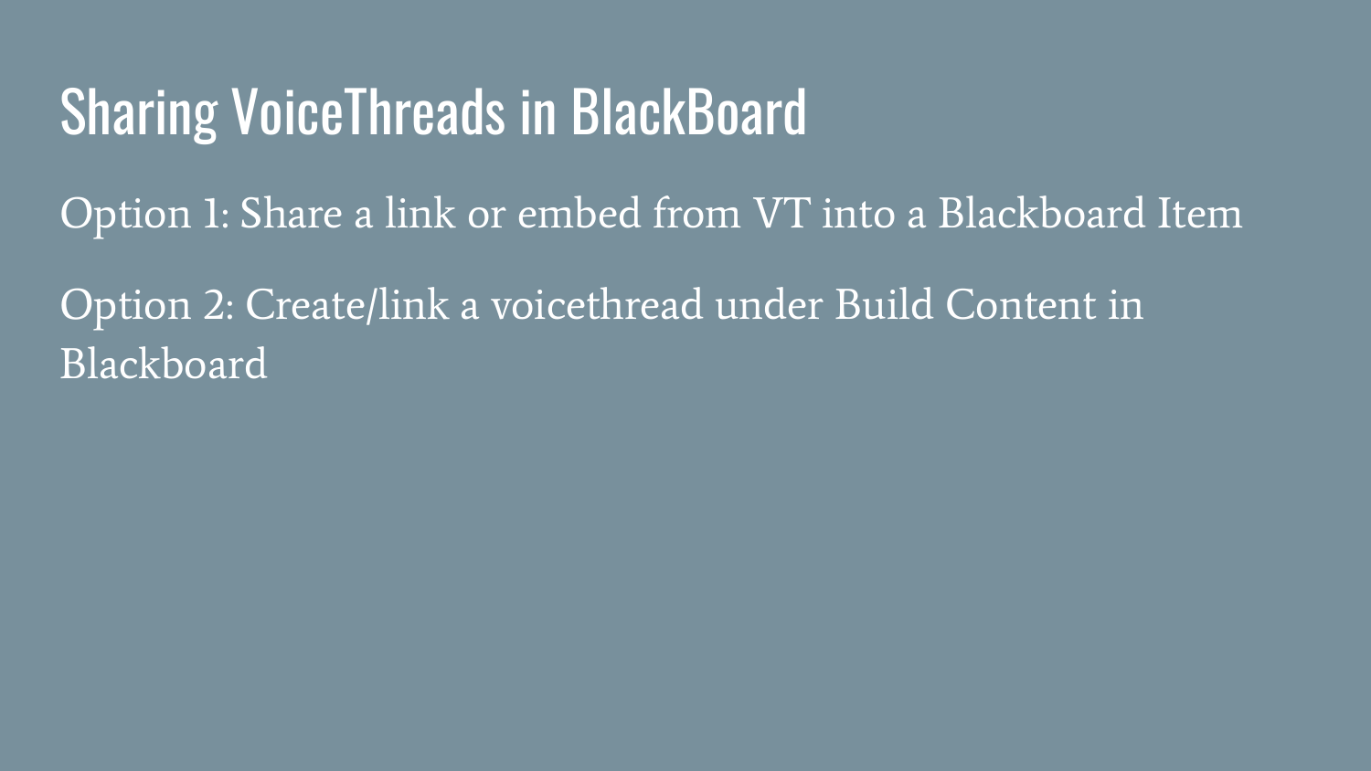# Sharing VoiceThreads in BlackBoard

Option 1: Share a link or embed from VT into a Blackboard Item

Option 2: Create/link a voicethread under Build Content in Blackboard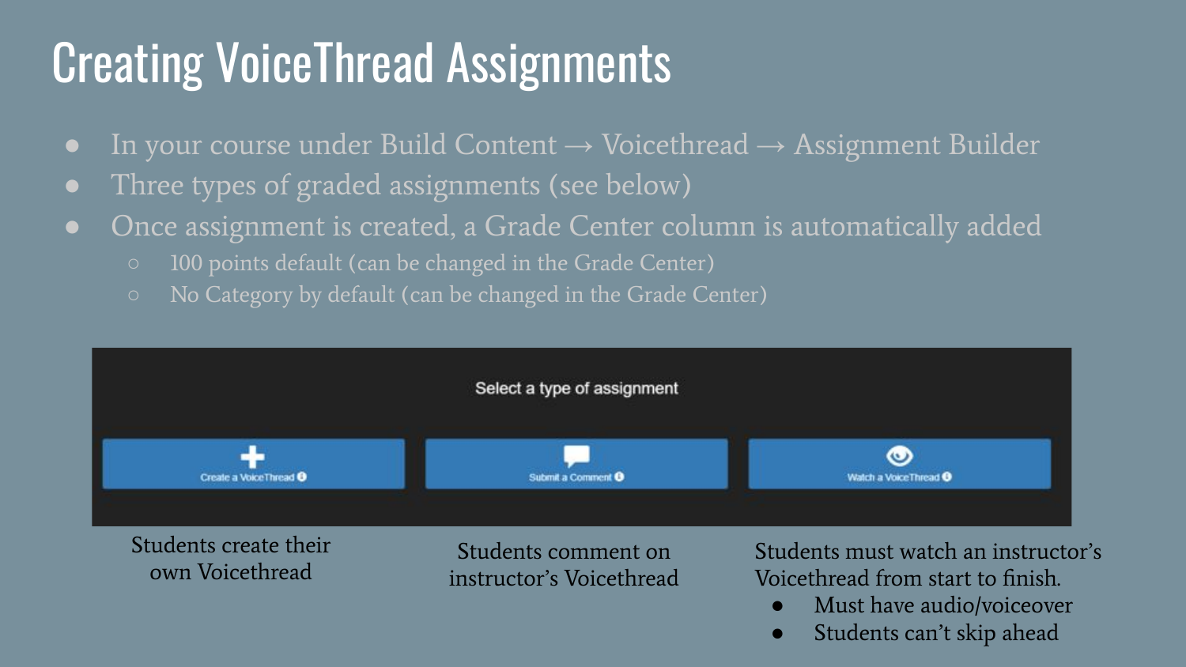# Creating VoiceThread Assignments

- In your course under Build Content → Voicethread → Assignment Builder
- Three types of graded assignments (see below)
- Once assignment is created, a Grade Center column is automatically added
  - 100 points default (can be changed in the Grade Center)
  - No Category by default (can be changed in the Grade Center)

Select a type of assignment

| Create a VoiceThread | Submit a Comment | Watch a VoiceThread |
| --- | --- | --- |
| Students create their own Voicethread | Students comment on instructor's Voicethread | Students must watch an instructor's Voicethread from start to finish. |

Watch a VoiceThread:

- Must have audio/voiceover
- Students can't skip ahead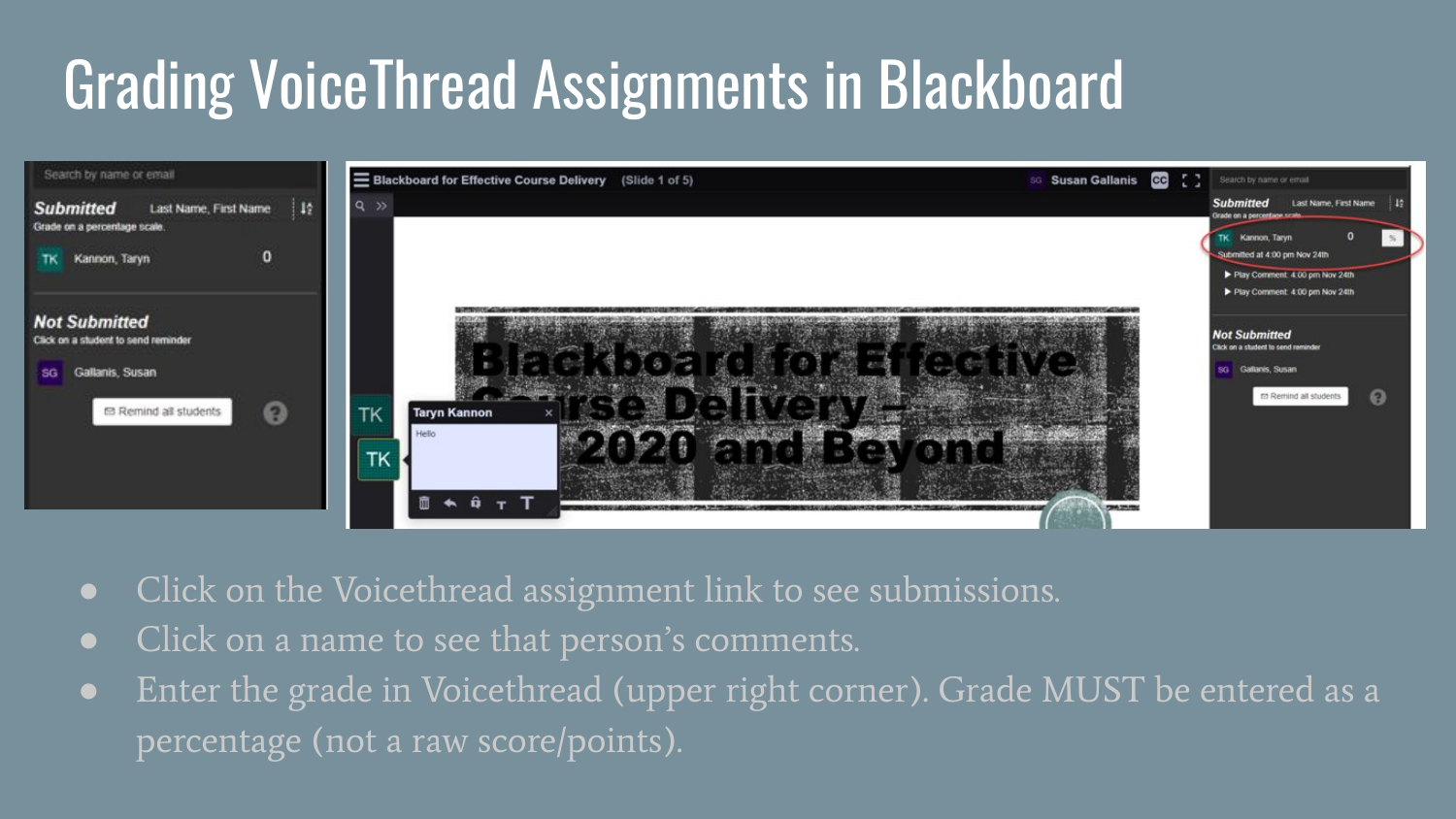# Grading VoiceThread Assignments in Blackboard

- Click on the Voicethread assignment link to see submissions.
- Click on a name to see that person's comments.
- Enter the grade in Voicethread (upper right corner). Grade MUST be entered as a percentage (not a raw score/points).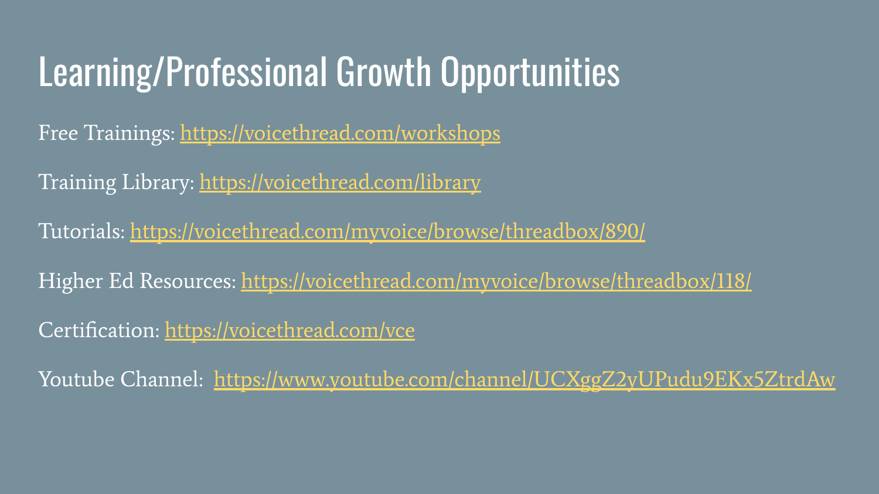# Learning/Professional Growth Opportunities

Free Trainings: https://voicethread.com/workshops

Training Library: https://voicethread.com/library

Tutorials: https://voicethread.com/myvoice/browse/threadbox/890/

Higher Ed Resources: https://voicethread.com/myvoice/browse/threadbox/118/

Certification: https://voicethread.com/vce

Youtube Channel: https://www.youtube.com/channel/UCXggZ2yUPudu9EKx5ZtrdAw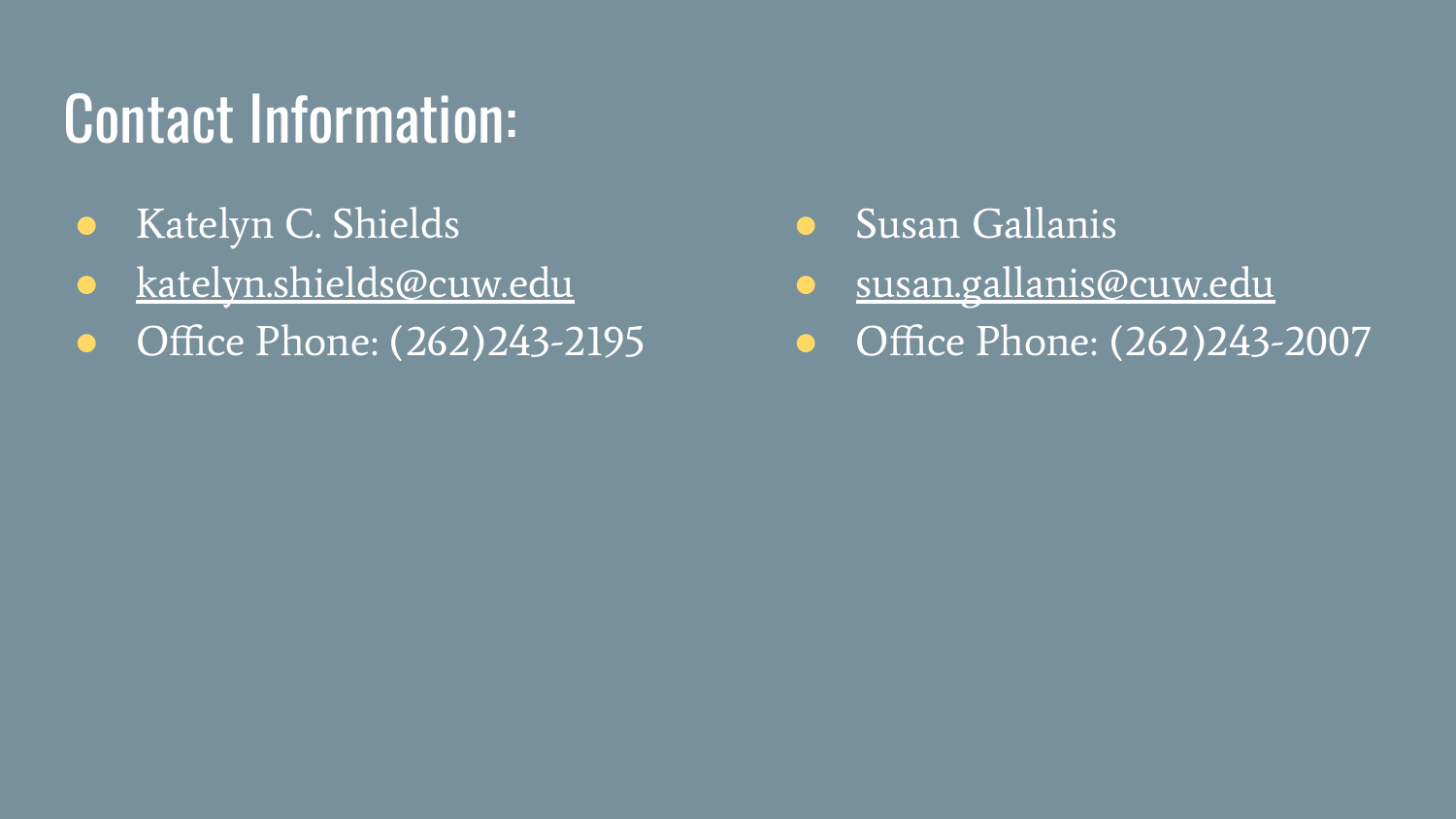# Contact Information:

- Katelyn C. Shields
- katelyn.shields@cuw.edu
- Office Phone: (262)243-2195

- Susan Gallanis
- susan.gallanis@cuw.edu
- Office Phone: (262)243-2007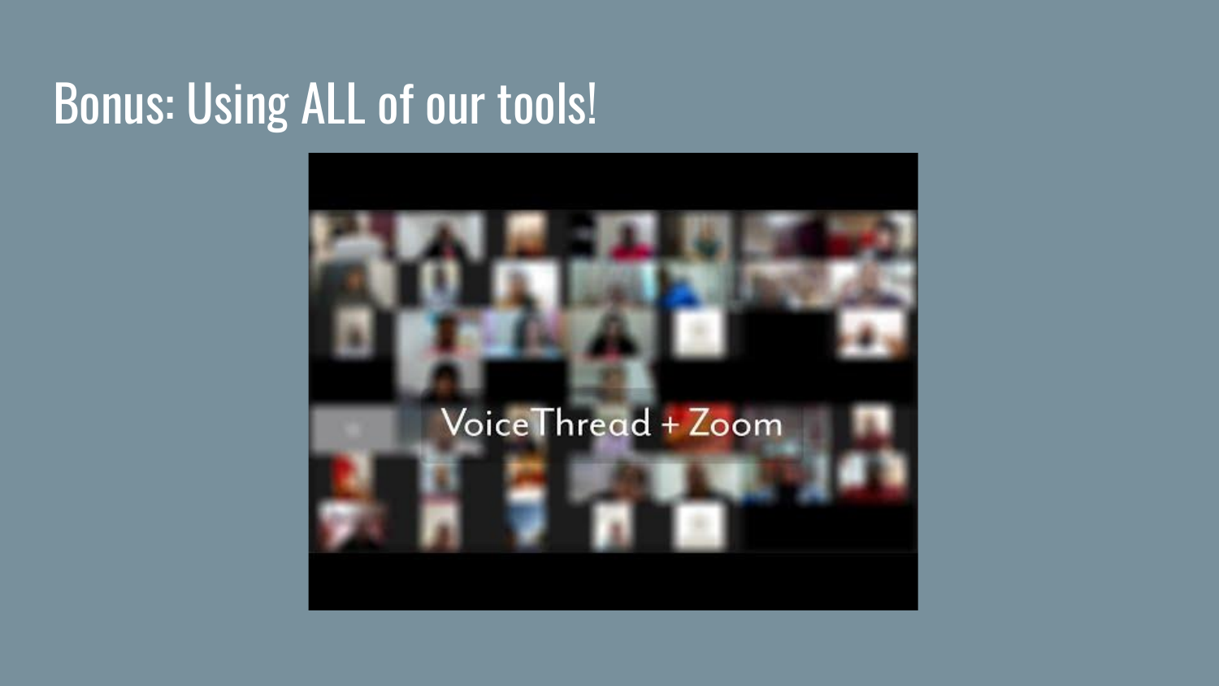# Bonus: Using ALL of our tools!

VoiceThread + Zoom